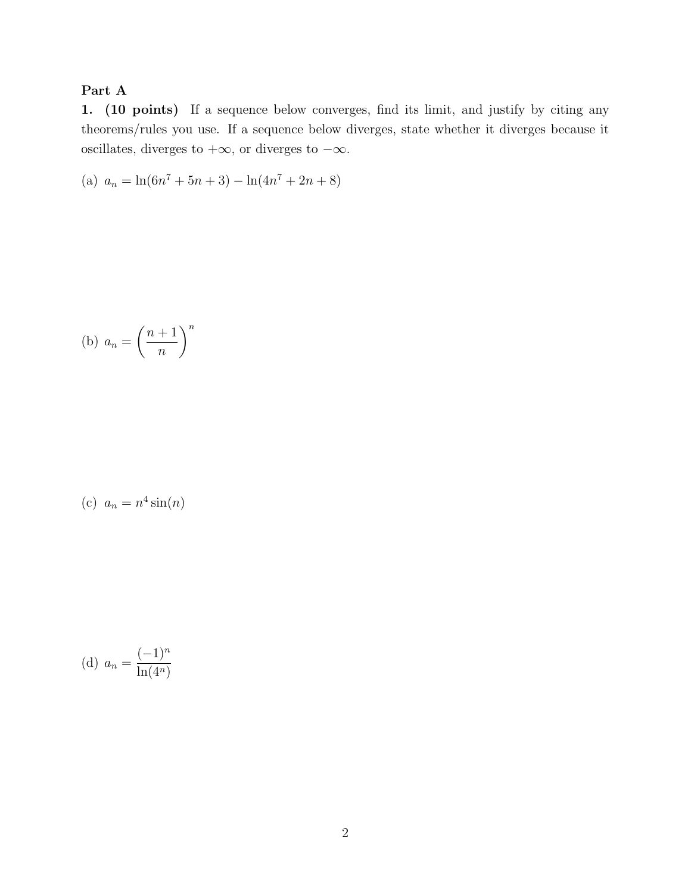**Part A**

**1. (10 points)** If a sequence below converges, find its limit, and justify by citing any theorems/rules you use. If a sequence below diverges, state whether it diverges because it oscillates, diverges to $+\infty$, or diverges to $-\infty$.

(a) $a_n = \ln(6n^7 + 5n + 3) - \ln(4n^7 + 2n + 8)$

(b) $a_n = \left(\dfrac{n+1}{n}\right)^n$

(c) $a_n = n^4 \sin(n)$

(d) $a_n = \dfrac{(-1)^n}{\ln(4^n)}$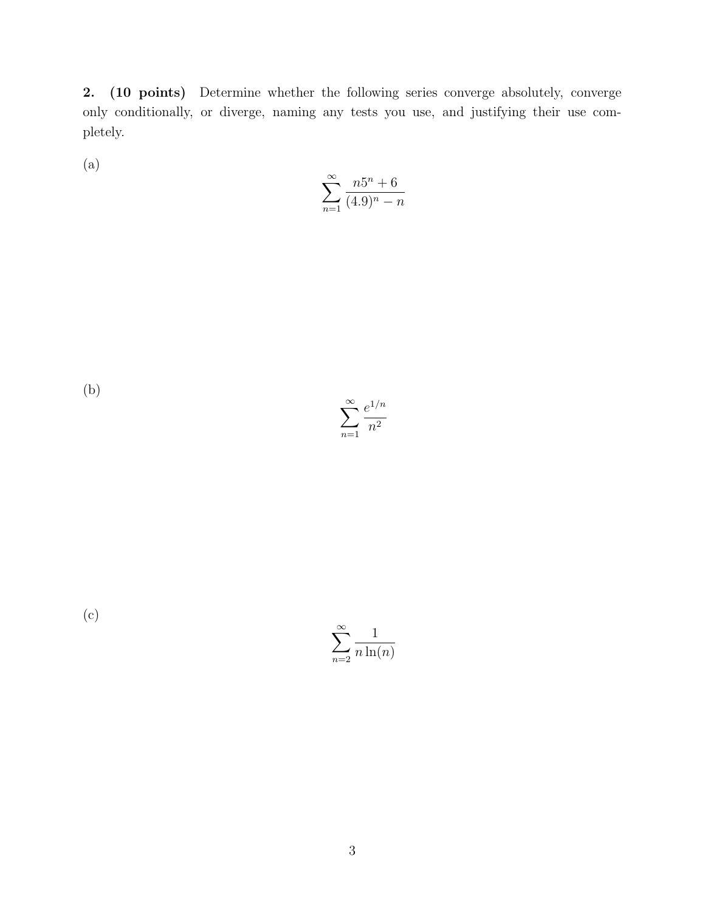**2. (10 points)** Determine whether the following series converge absolutely, converge only conditionally, or diverge, naming any tests you use, and justifying their use completely.

(a)

$$\sum_{n=1}^{\infty} \frac{n5^n + 6}{(4.9)^n - n}$$

(b)

$$\sum_{n=1}^{\infty} \frac{e^{1/n}}{n^2}$$

(c)

$$\sum_{n=2}^{\infty} \frac{1}{n \ln(n)}$$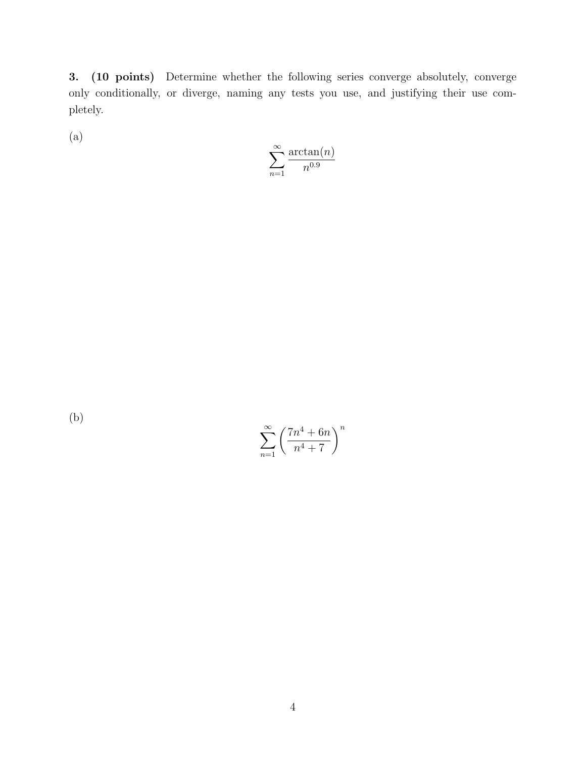**3. (10 points)** Determine whether the following series converge absolutely, converge only conditionally, or diverge, naming any tests you use, and justifying their use completely.

(a)

$$\sum_{n=1}^{\infty} \frac{\arctan(n)}{n^{0.9}}$$

(b)

$$\sum_{n=1}^{\infty} \left( \frac{7n^4 + 6n}{n^4 + 7} \right)^n$$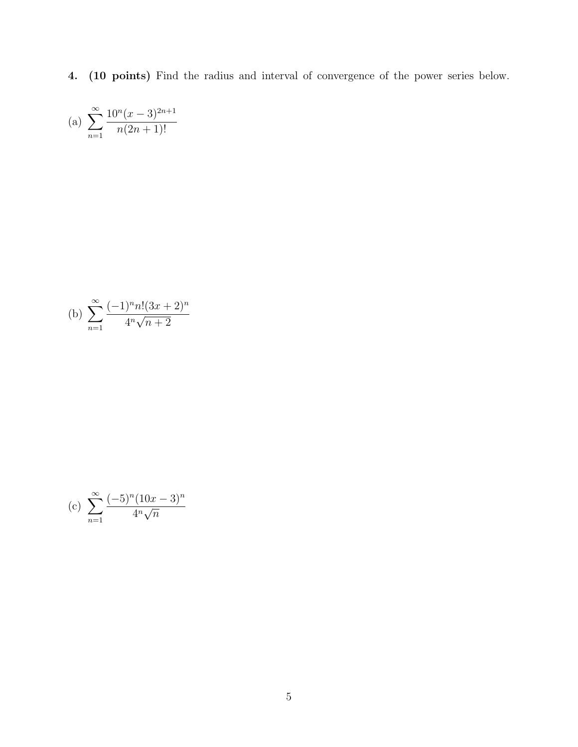**4. (10 points)** Find the radius and interval of convergence of the power series below.

(a) $\displaystyle\sum_{n=1}^{\infty} \frac{10^n (x-3)^{2n+1}}{n(2n+1)!}$

(b) $\displaystyle\sum_{n=1}^{\infty} \frac{(-1)^n n!(3x+2)^n}{4^n \sqrt{n+2}}$

(c) $\displaystyle\sum_{n=1}^{\infty} \frac{(-5)^n (10x-3)^n}{4^n \sqrt{n}}$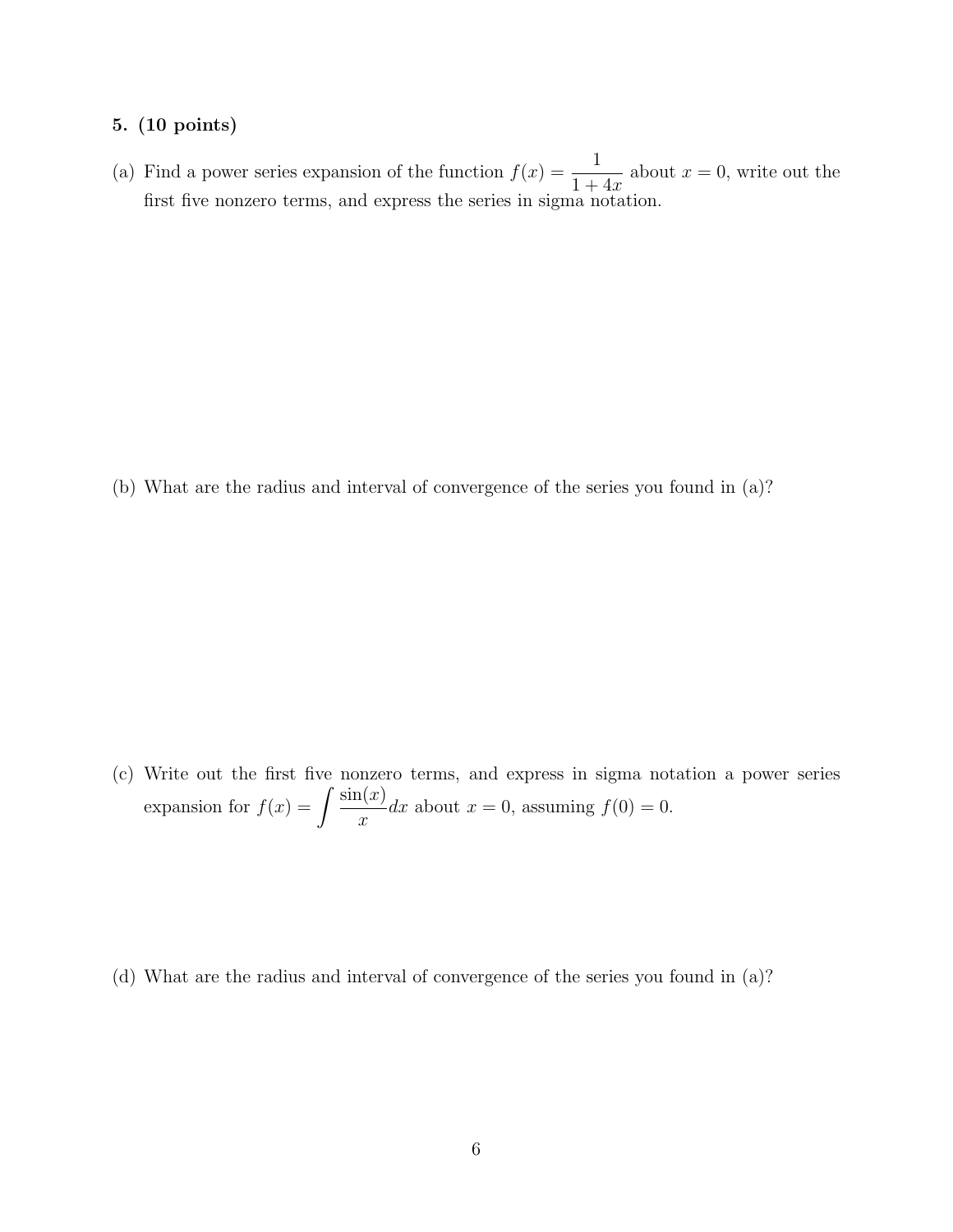**5. (10 points)**

(a) Find a power series expansion of the function $f(x) = \dfrac{1}{1+4x}$ about $x = 0$, write out the first five nonzero terms, and express the series in sigma notation.

(b) What are the radius and interval of convergence of the series you found in (a)?

(c) Write out the first five nonzero terms, and express in sigma notation a power series expansion for $f(x) = \displaystyle\int \frac{\sin(x)}{x} dx$ about $x = 0$, assuming $f(0) = 0$.

(d) What are the radius and interval of convergence of the series you found in (a)?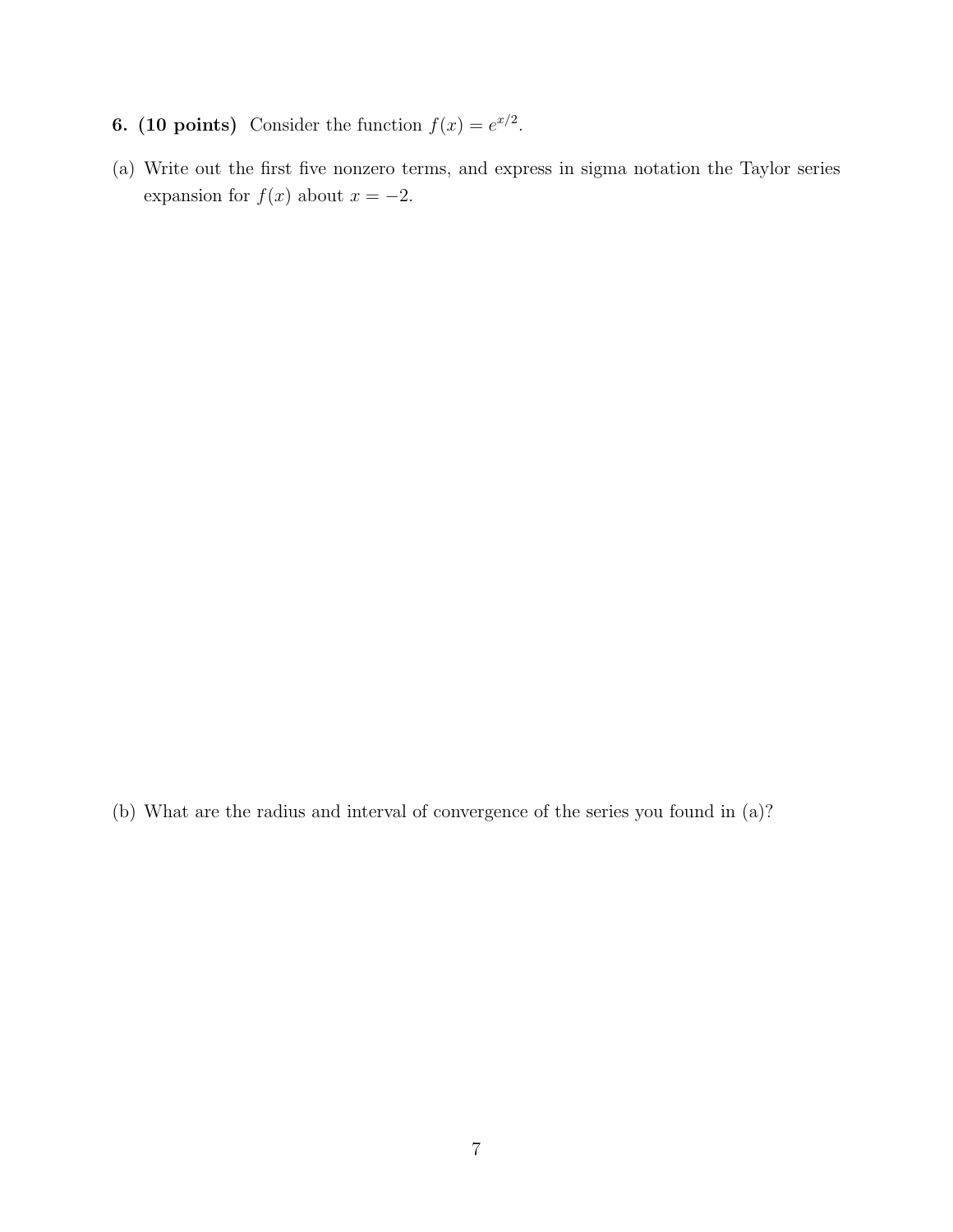**6. (10 points)** Consider the function $f(x) = e^{x/2}$.

(a) Write out the first five nonzero terms, and express in sigma notation the Taylor series expansion for $f(x)$ about $x = -2$.

(b) What are the radius and interval of convergence of the series you found in (a)?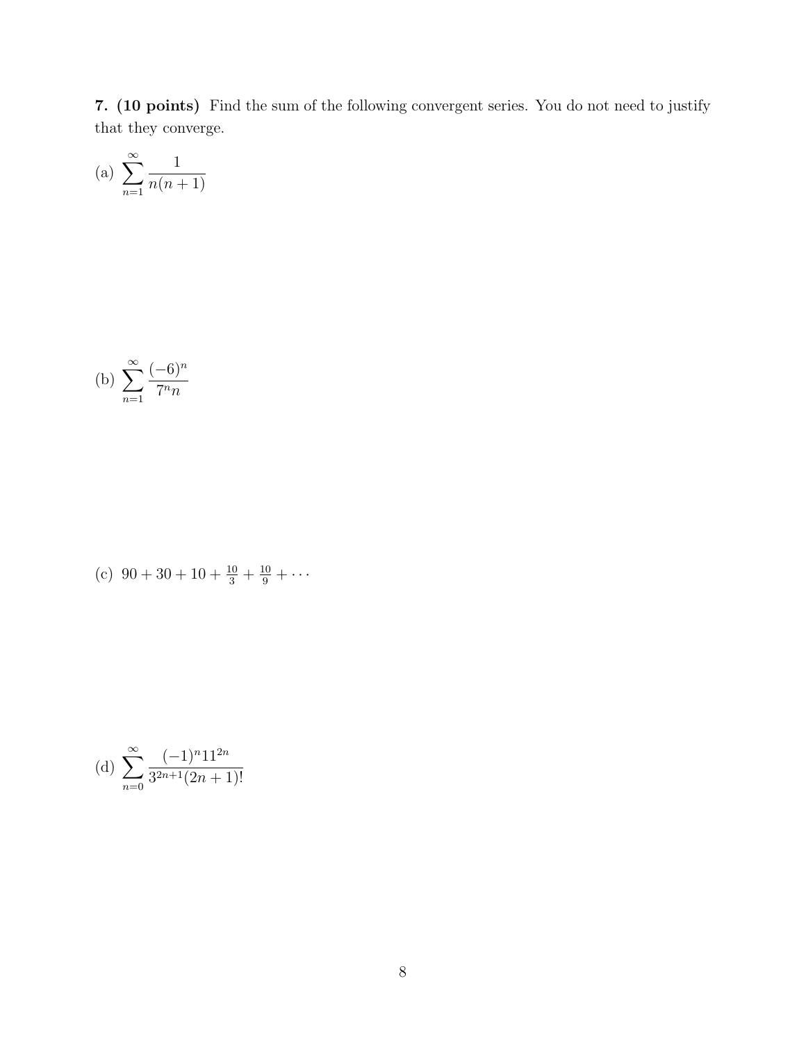**7. (10 points)** Find the sum of the following convergent series. You do not need to justify that they converge.

(a) $\displaystyle\sum_{n=1}^{\infty} \frac{1}{n(n+1)}$

(b) $\displaystyle\sum_{n=1}^{\infty} \frac{(-6)^n}{7^n n}$

(c) $90 + 30 + 10 + \frac{10}{3} + \frac{10}{9} + \cdots$

(d) $\displaystyle\sum_{n=0}^{\infty} \frac{(-1)^n 11^{2n}}{3^{2n+1}(2n+1)!}$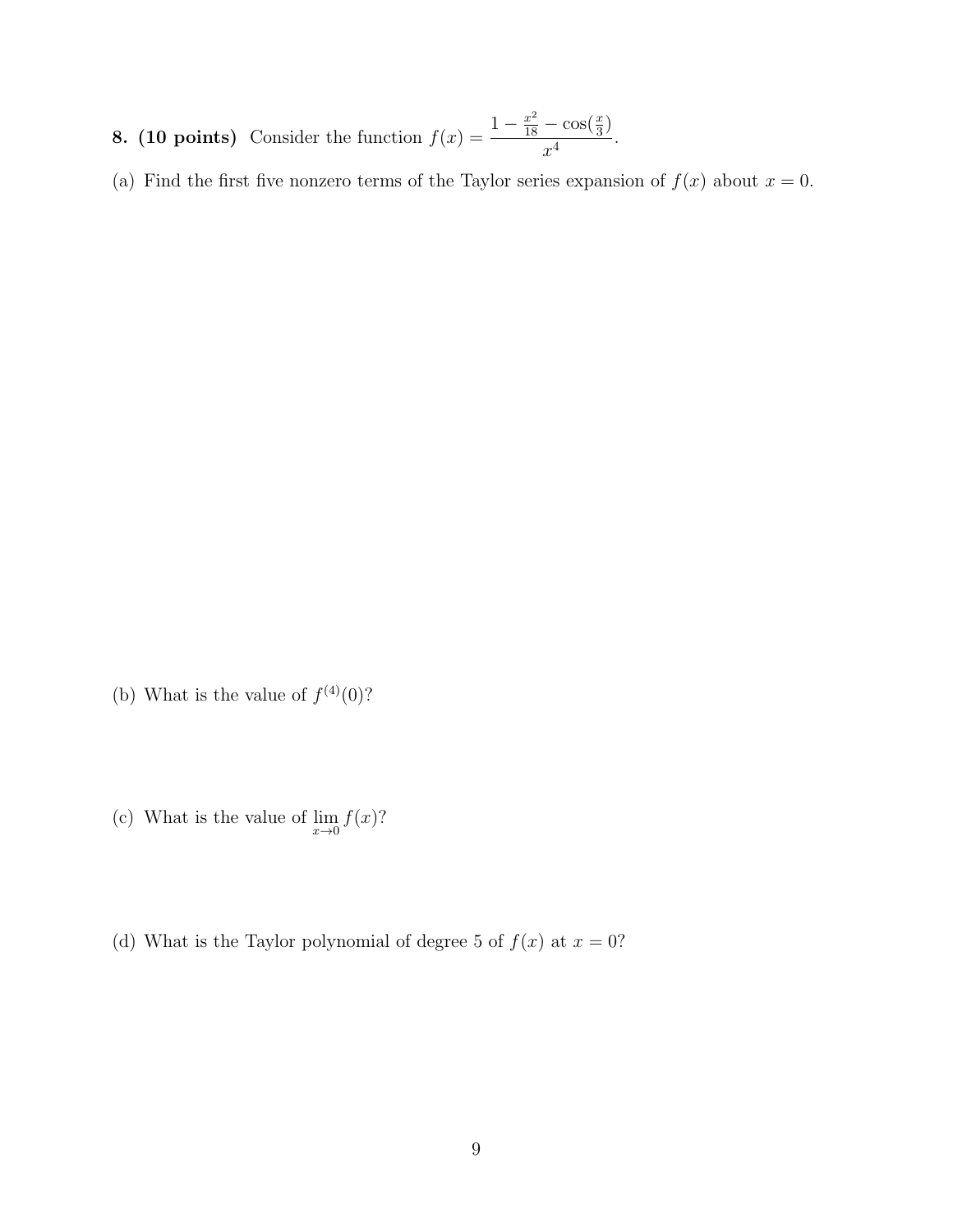**8. (10 points)** Consider the function $f(x) = \dfrac{1 - \frac{x^2}{18} - \cos(\frac{x}{3})}{x^4}$.

(a) Find the first five nonzero terms of the Taylor series expansion of $f(x)$ about $x = 0$.

(b) What is the value of $f^{(4)}(0)$?

(c) What is the value of $\lim_{x \to 0} f(x)$?

(d) What is the Taylor polynomial of degree 5 of $f(x)$ at $x = 0$?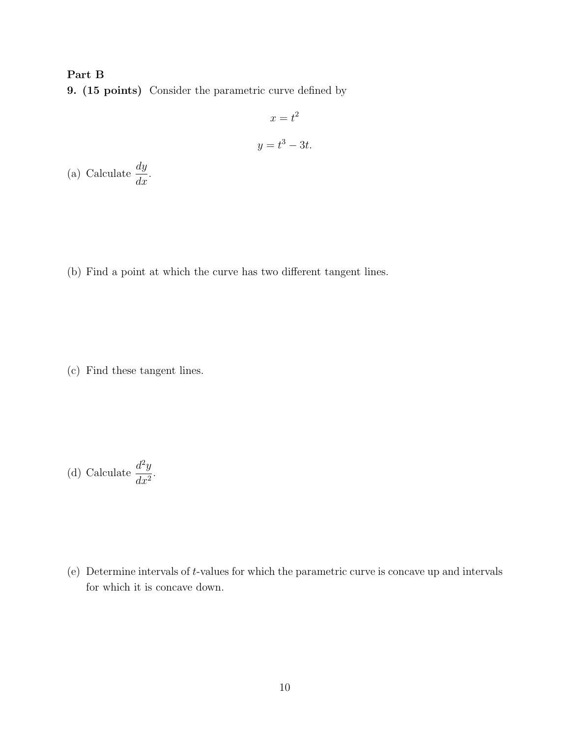**Part B**

**9. (15 points)** Consider the parametric curve defined by

$$x = t^2$$

$$y = t^3 - 3t.$$

(a) Calculate $\dfrac{dy}{dx}$.

(b) Find a point at which the curve has two different tangent lines.

(c) Find these tangent lines.

(d) Calculate $\dfrac{d^2y}{dx^2}$.

(e) Determine intervals of $t$-values for which the parametric curve is concave up and intervals for which it is concave down.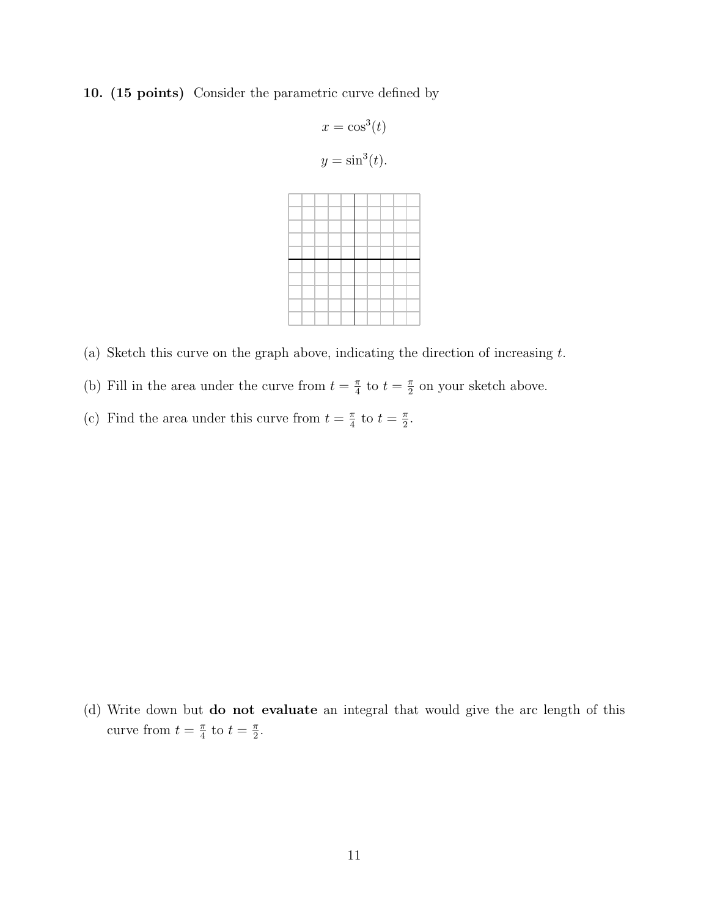**10. (15 points)** Consider the parametric curve defined by

$$x = \cos^3(t)$$

$$y = \sin^3(t).$$

(a) Sketch this curve on the graph above, indicating the direction of increasing $t$.

(b) Fill in the area under the curve from $t = \frac{\pi}{4}$ to $t = \frac{\pi}{2}$ on your sketch above.

(c) Find the area under this curve from $t = \frac{\pi}{4}$ to $t = \frac{\pi}{2}$.

(d) Write down but **do not evaluate** an integral that would give the arc length of this curve from $t = \frac{\pi}{4}$ to $t = \frac{\pi}{2}$.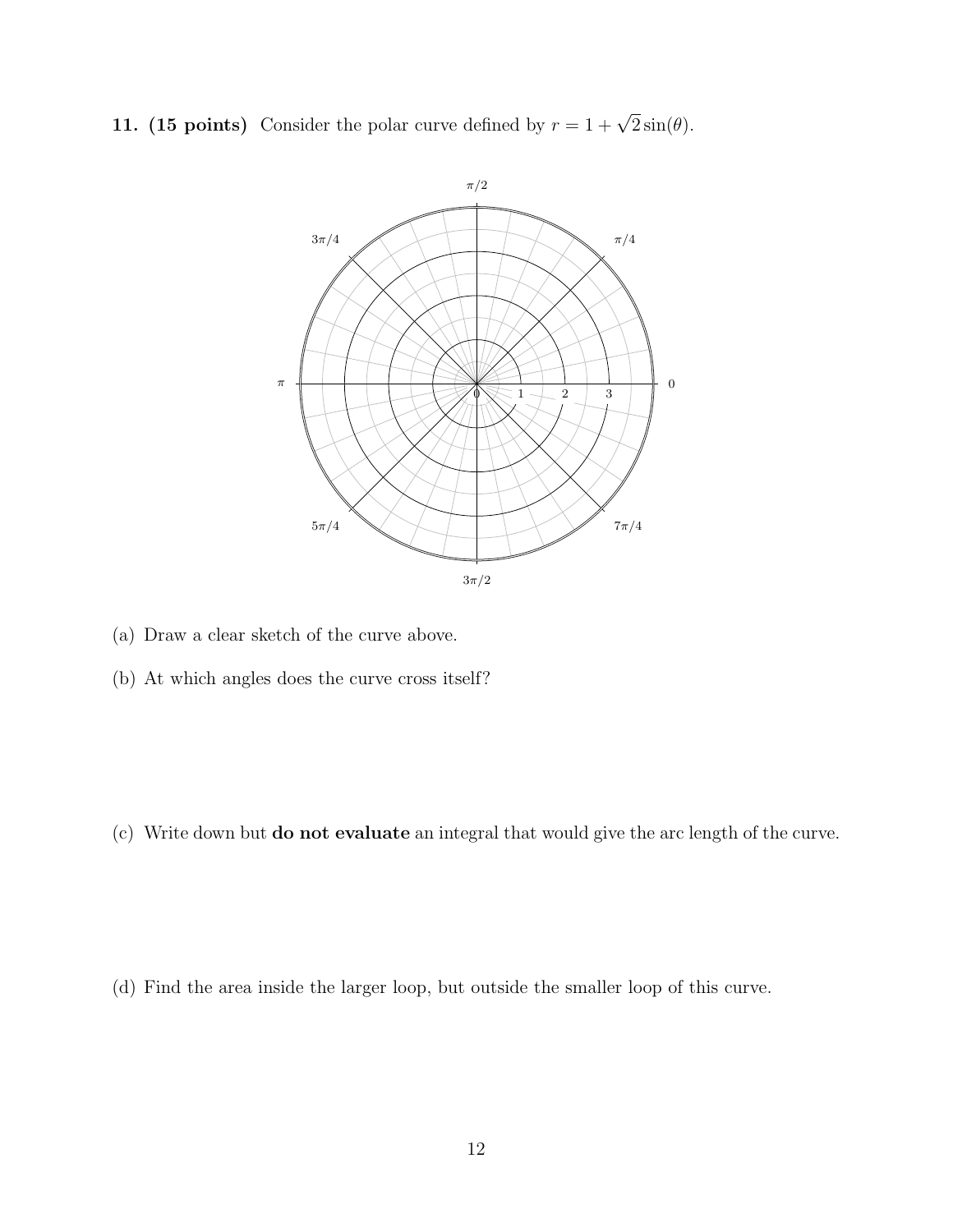**11. (15 points)** Consider the polar curve defined by $r = 1 + \sqrt{2}\sin(\theta)$.

(a) Draw a clear sketch of the curve above.

(b) At which angles does the curve cross itself?

(c) Write down but **do not evaluate** an integral that would give the arc length of the curve.

(d) Find the area inside the larger loop, but outside the smaller loop of this curve.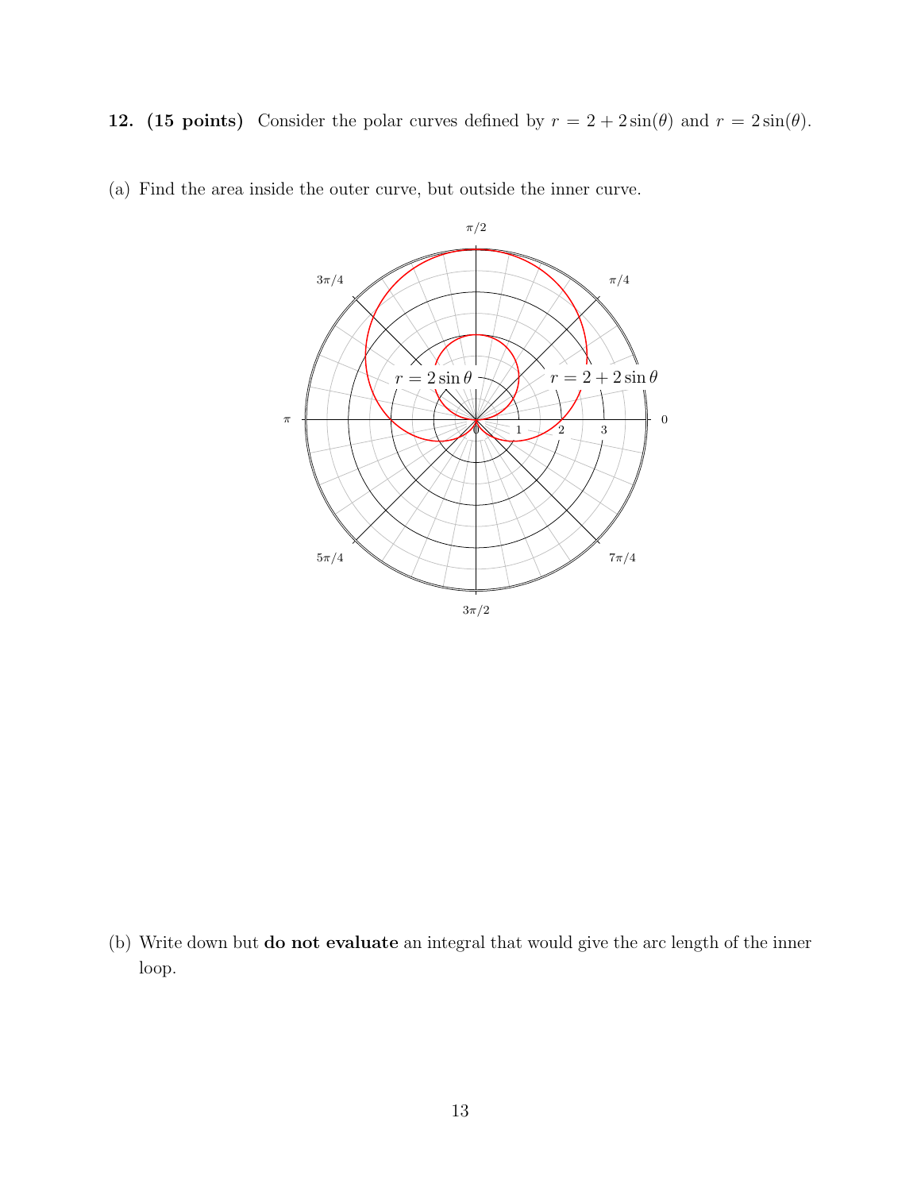**12. (15 points)** Consider the polar curves defined by $r = 2 + 2\sin(\theta)$ and $r = 2\sin(\theta)$.

(a) Find the area inside the outer curve, but outside the inner curve.

$\pi/2$

$3\pi/4$

$\pi/4$

$r = 2\sin\theta$

$r = 2 + 2\sin\theta$

$\pi$

0

1

2

3

0

$5\pi/4$

$7\pi/4$

$3\pi/2$

(b) Write down but **do not evaluate** an integral that would give the arc length of the inner loop.